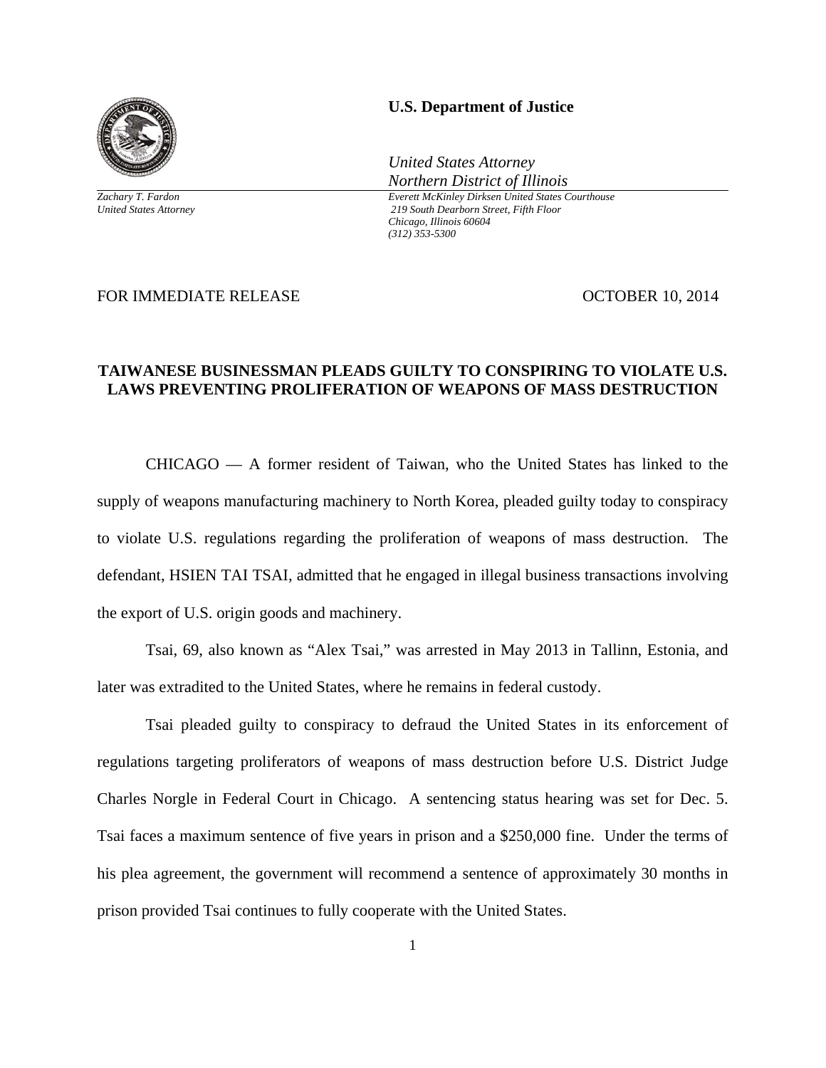**U.S. Department of Justice**

*United States Attorney*
*Northern District of Illinois*

*Zachary T. Fardon*
*United States Attorney*

*Everett McKinley Dirksen United States Courthouse*
*219 South Dearborn Street, Fifth Floor*
*Chicago, Illinois 60604*
*(312) 353-5300*

FOR IMMEDIATE RELEASE OCTOBER 10, 2014

**TAIWANESE BUSINESSMAN PLEADS GUILTY TO CONSPIRING TO VIOLATE U.S. LAWS PREVENTING PROLIFERATION OF WEAPONS OF MASS DESTRUCTION**

CHICAGO — A former resident of Taiwan, who the United States has linked to the supply of weapons manufacturing machinery to North Korea, pleaded guilty today to conspiracy to violate U.S. regulations regarding the proliferation of weapons of mass destruction. The defendant, HSIEN TAI TSAI, admitted that he engaged in illegal business transactions involving the export of U.S. origin goods and machinery.

Tsai, 69, also known as "Alex Tsai," was arrested in May 2013 in Tallinn, Estonia, and later was extradited to the United States, where he remains in federal custody.

Tsai pleaded guilty to conspiracy to defraud the United States in its enforcement of regulations targeting proliferators of weapons of mass destruction before U.S. District Judge Charles Norgle in Federal Court in Chicago. A sentencing status hearing was set for Dec. 5. Tsai faces a maximum sentence of five years in prison and a $250,000 fine. Under the terms of his plea agreement, the government will recommend a sentence of approximately 30 months in prison provided Tsai continues to fully cooperate with the United States.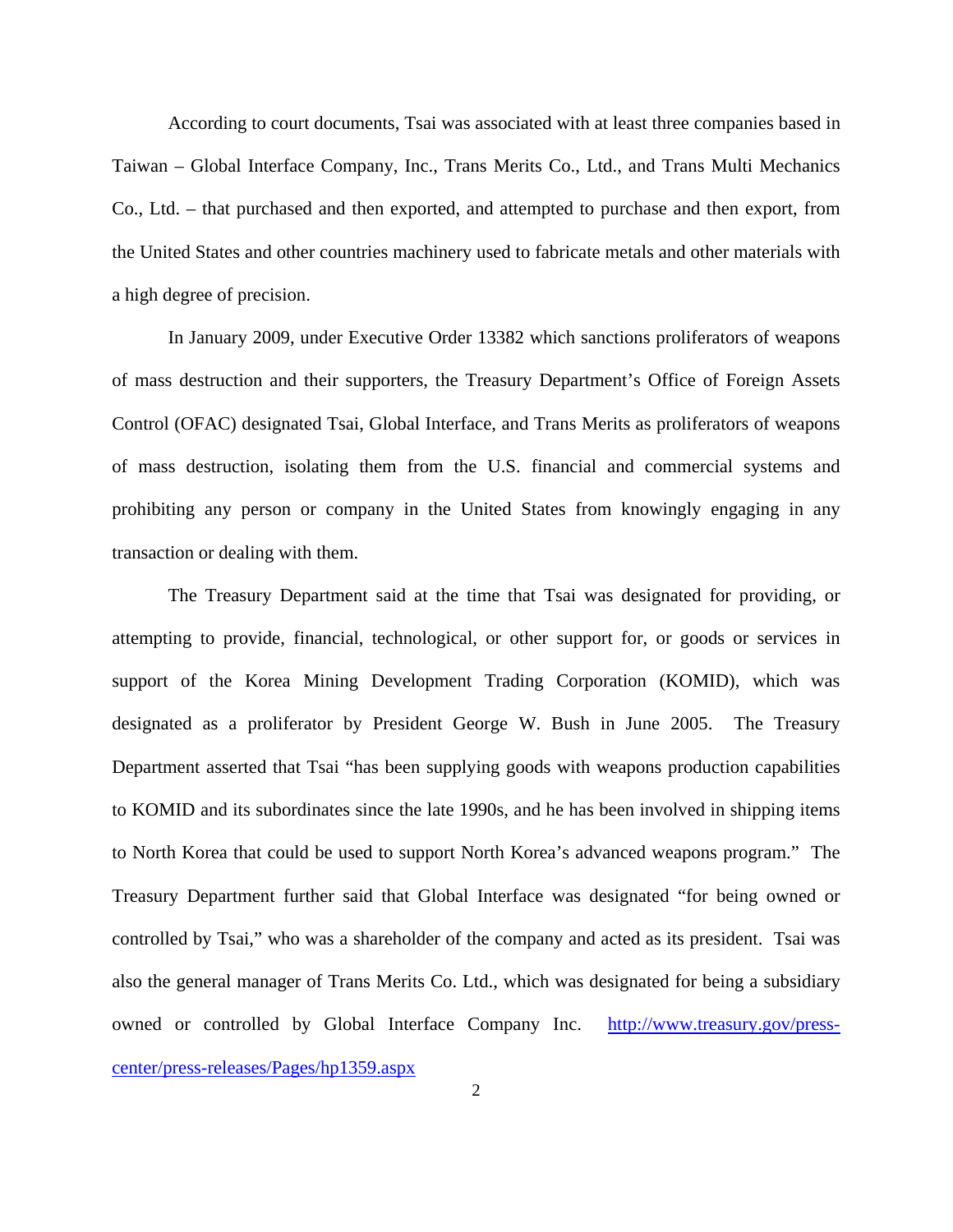According to court documents, Tsai was associated with at least three companies based in Taiwan – Global Interface Company, Inc., Trans Merits Co., Ltd., and Trans Multi Mechanics Co., Ltd. – that purchased and then exported, and attempted to purchase and then export, from the United States and other countries machinery used to fabricate metals and other materials with a high degree of precision.

In January 2009, under Executive Order 13382 which sanctions proliferators of weapons of mass destruction and their supporters, the Treasury Department's Office of Foreign Assets Control (OFAC) designated Tsai, Global Interface, and Trans Merits as proliferators of weapons of mass destruction, isolating them from the U.S. financial and commercial systems and prohibiting any person or company in the United States from knowingly engaging in any transaction or dealing with them.

The Treasury Department said at the time that Tsai was designated for providing, or attempting to provide, financial, technological, or other support for, or goods or services in support of the Korea Mining Development Trading Corporation (KOMID), which was designated as a proliferator by President George W. Bush in June 2005. The Treasury Department asserted that Tsai "has been supplying goods with weapons production capabilities to KOMID and its subordinates since the late 1990s, and he has been involved in shipping items to North Korea that could be used to support North Korea's advanced weapons program." The Treasury Department further said that Global Interface was designated "for being owned or controlled by Tsai," who was a shareholder of the company and acted as its president. Tsai was also the general manager of Trans Merits Co. Ltd., which was designated for being a subsidiary owned or controlled by Global Interface Company Inc. http://www.treasury.gov/press-center/press-releases/Pages/hp1359.aspx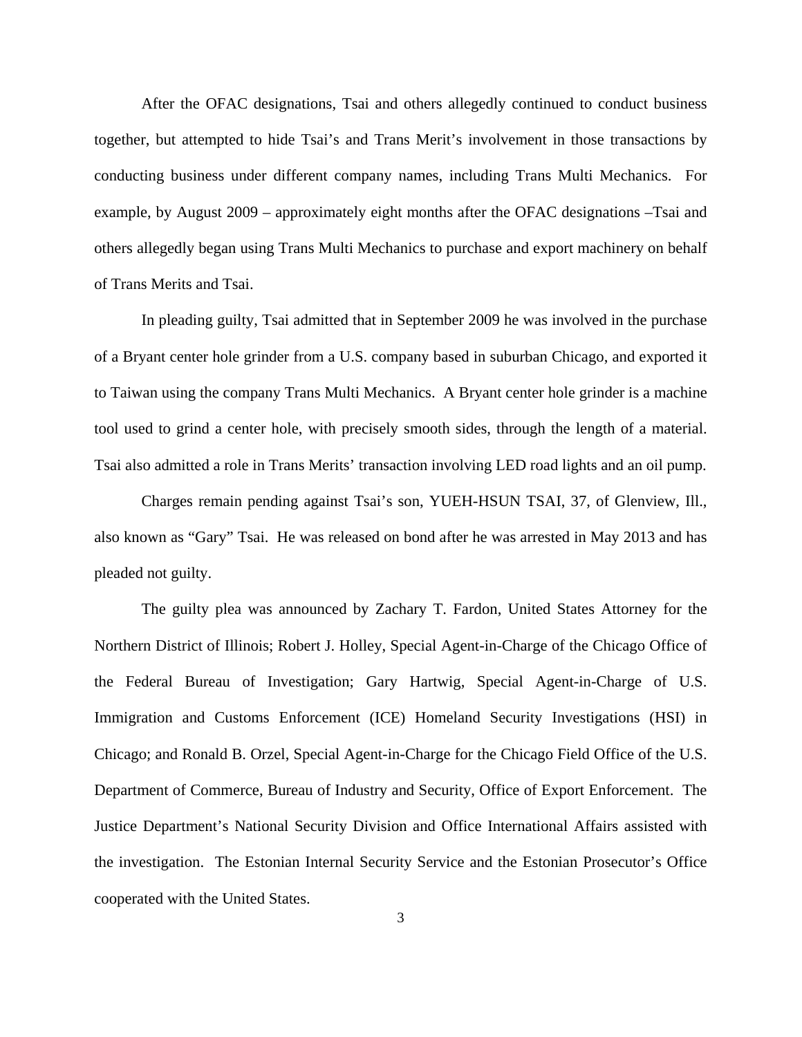After the OFAC designations, Tsai and others allegedly continued to conduct business together, but attempted to hide Tsai's and Trans Merit's involvement in those transactions by conducting business under different company names, including Trans Multi Mechanics. For example, by August 2009 – approximately eight months after the OFAC designations –Tsai and others allegedly began using Trans Multi Mechanics to purchase and export machinery on behalf of Trans Merits and Tsai.

In pleading guilty, Tsai admitted that in September 2009 he was involved in the purchase of a Bryant center hole grinder from a U.S. company based in suburban Chicago, and exported it to Taiwan using the company Trans Multi Mechanics. A Bryant center hole grinder is a machine tool used to grind a center hole, with precisely smooth sides, through the length of a material. Tsai also admitted a role in Trans Merits' transaction involving LED road lights and an oil pump.

Charges remain pending against Tsai's son, YUEH-HSUN TSAI, 37, of Glenview, Ill., also known as "Gary" Tsai. He was released on bond after he was arrested in May 2013 and has pleaded not guilty.

The guilty plea was announced by Zachary T. Fardon, United States Attorney for the Northern District of Illinois; Robert J. Holley, Special Agent-in-Charge of the Chicago Office of the Federal Bureau of Investigation; Gary Hartwig, Special Agent-in-Charge of U.S. Immigration and Customs Enforcement (ICE) Homeland Security Investigations (HSI) in Chicago; and Ronald B. Orzel, Special Agent-in-Charge for the Chicago Field Office of the U.S. Department of Commerce, Bureau of Industry and Security, Office of Export Enforcement. The Justice Department's National Security Division and Office International Affairs assisted with the investigation. The Estonian Internal Security Service and the Estonian Prosecutor's Office cooperated with the United States.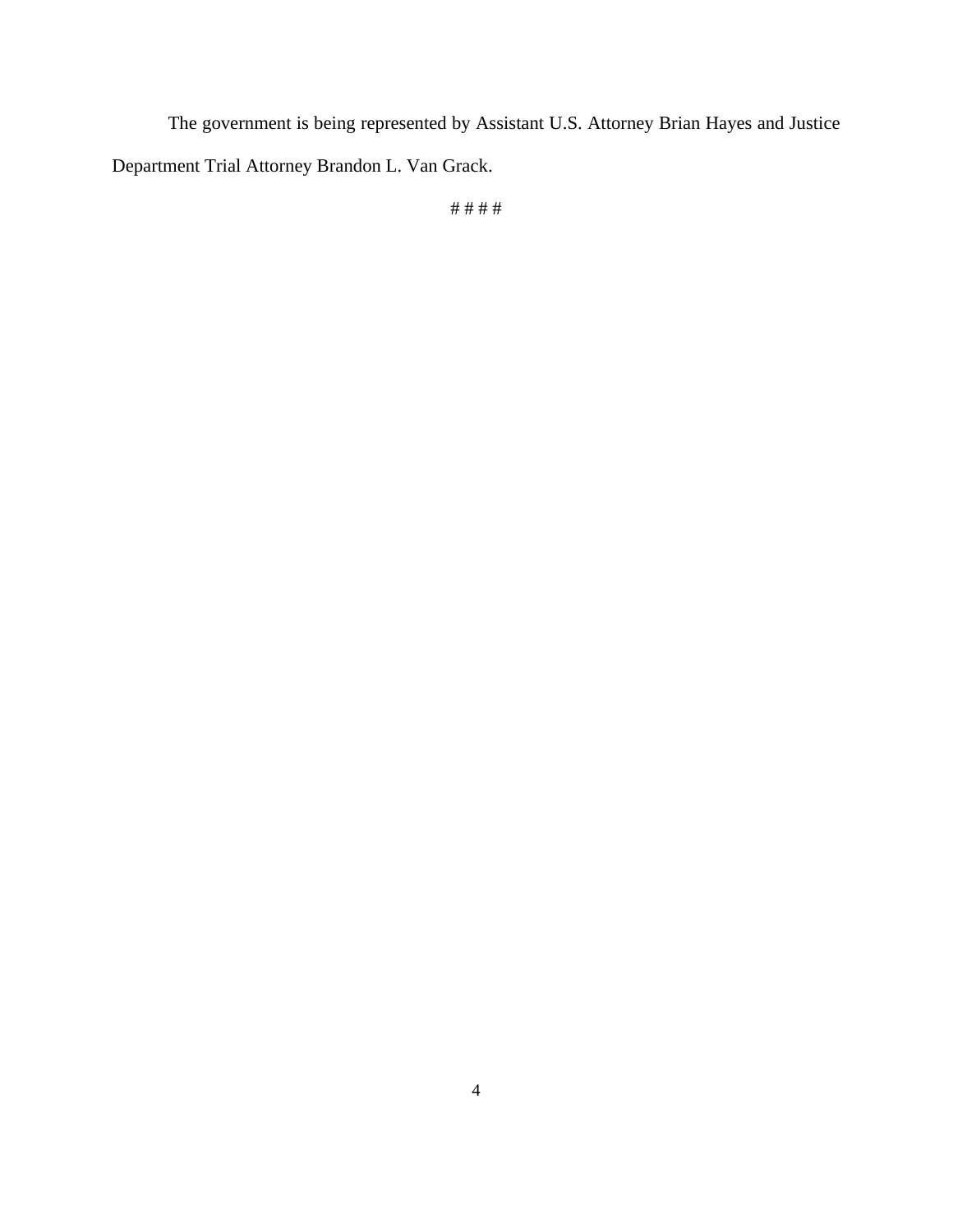The government is being represented by Assistant U.S. Attorney Brian Hayes and Justice Department Trial Attorney Brandon L. Van Grack.

# # # #